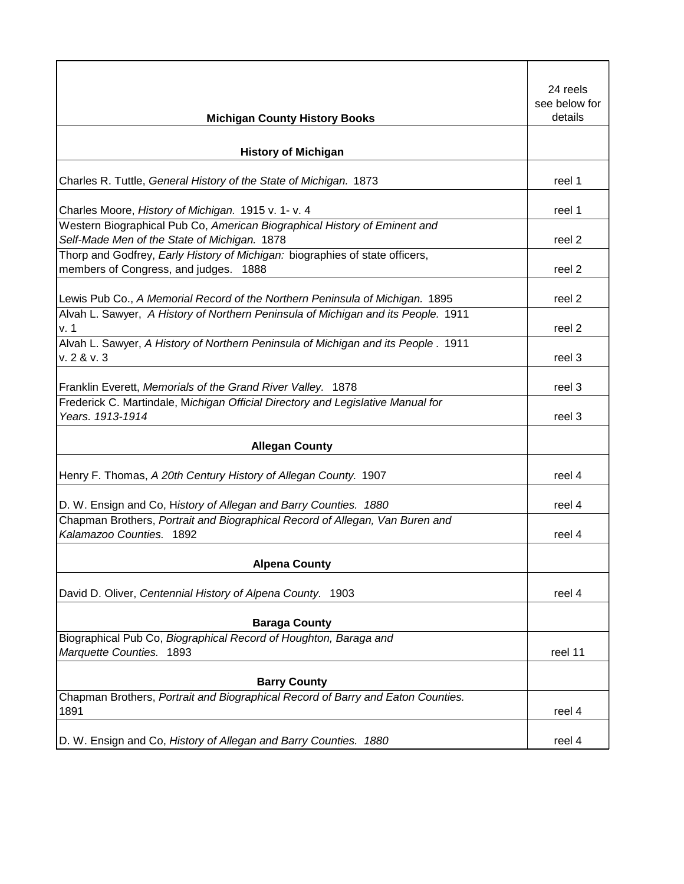| Michigan County History Books | 24 reels see below for details |
|---|---|
| **History of Michigan** | |
| Charles R. Tuttle, *General History of the State of Michigan.* 1873 | reel 1 |
| Charles Moore, *History of Michigan.* 1915 v. 1- v. 4 | reel 1 |
| Western Biographical Pub Co, *American Biographical History of Eminent and Self-Made Men of the State of Michigan.* 1878 | reel 2 |
| Thorp and Godfrey, *Early History of Michigan:* biographies of state officers, members of Congress, and judges. 1888 | reel 2 |
| Lewis Pub Co., *A Memorial Record of the Northern Peninsula of Michigan.* 1895 | reel 2 |
| Alvah L. Sawyer, *A History of Northern Peninsula of Michigan and its People.* 1911 v. 1 | reel 2 |
| Alvah L. Sawyer, *A History of Northern Peninsula of Michigan and its People* . 1911 v. 2 & v. 3 | reel 3 |
| Franklin Everett, *Memorials of the Grand River Valley.* 1878 | reel 3 |
| Frederick C. Martindale, M*ichigan Official Directory and Legislative Manual for Years. 1913-1914* | reel 3 |
| **Allegan County** | |
| Henry F. Thomas, *A 20th Century History of Allegan County.* 1907 | reel 4 |
| D. W. Ensign and Co, H*istory of Allegan and Barry Counties. 1880* | reel 4 |
| Chapman Brothers, *Portrait and Biographical Record of Allegan, Van Buren and Kalamazoo Counties.* 1892 | reel 4 |
| **Alpena County** | |
| David D. Oliver, *Centennial History of Alpena County.* 1903 | reel 4 |
| **Baraga County** | |
| Biographical Pub Co, *Biographical Record of Houghton, Baraga and Marquette Counties.* 1893 | reel 11 |
| **Barry County** | |
| Chapman Brothers, *Portrait and Biographical Record of Barry and Eaton Counties.* 1891 | reel 4 |
| D. W. Ensign and Co, *History of Allegan and Barry Counties. 1880* | reel 4 |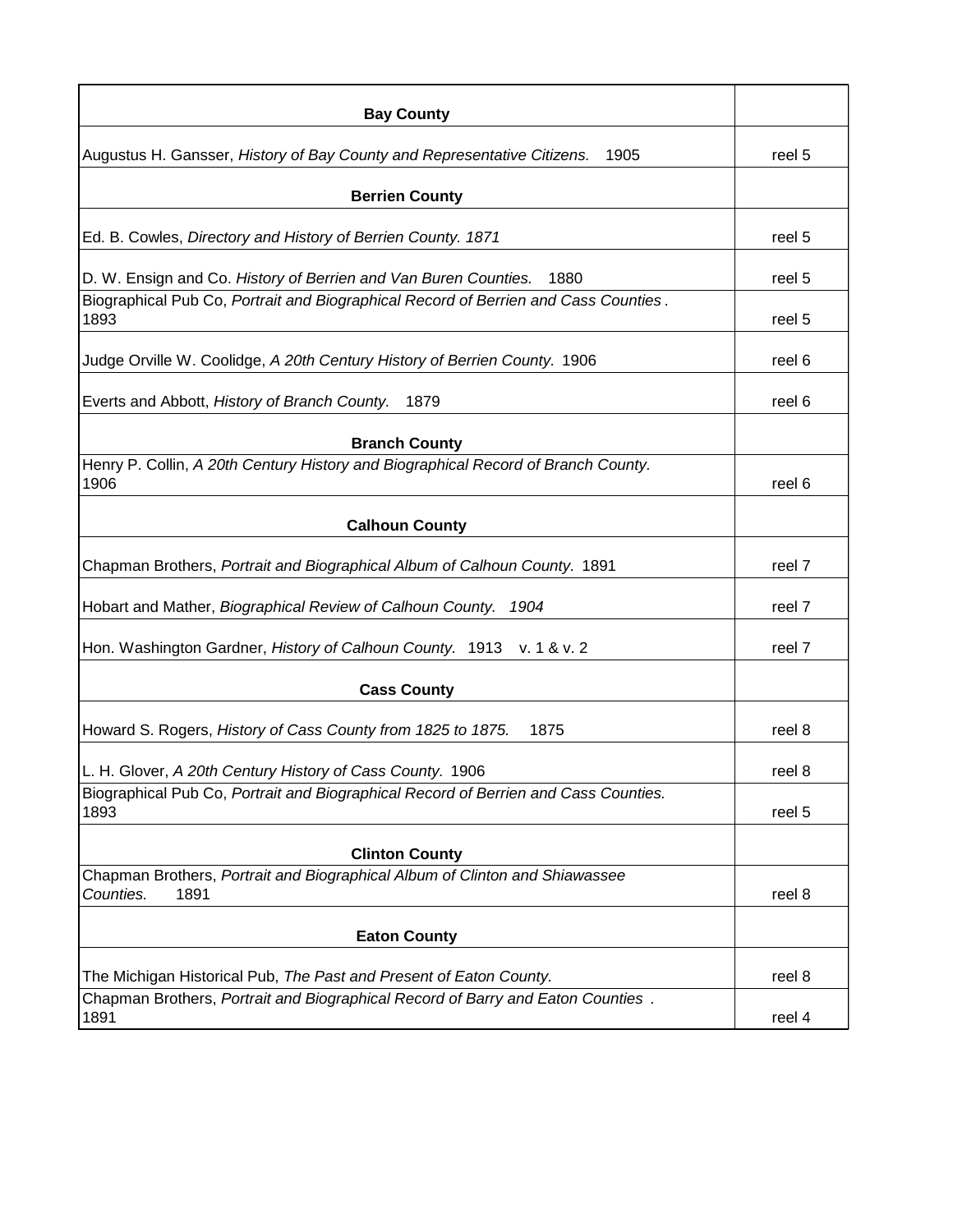| Bay County | |
|---|---|
| Augustus H. Gansser, *History of Bay County and Representative Citizens.* 1905 | reel 5 |
| **Berrien County** | |
| Ed. B. Cowles, *Directory and History of Berrien County. 1871* | reel 5 |
| D. W. Ensign and Co. *History of Berrien and Van Buren Counties.* 1880 | reel 5 |
| Biographical Pub Co, *Portrait and Biographical Record of Berrien and Cass Counties*. 1893 | reel 5 |
| Judge Orville W. Coolidge, *A 20th Century History of Berrien County.* 1906 | reel 6 |
| Everts and Abbott, *History of Branch County.* 1879 | reel 6 |
| **Branch County** | |
| Henry P. Collin, *A 20th Century History and Biographical Record of Branch County.* 1906 | reel 6 |
| **Calhoun County** | |
| Chapman Brothers, *Portrait and Biographical Album of Calhoun County.* 1891 | reel 7 |
| Hobart and Mather, *Biographical Review of Calhoun County. 1904* | reel 7 |
| Hon. Washington Gardner, *History of Calhoun County.* 1913 v. 1 & v. 2 | reel 7 |
| **Cass County** | |
| Howard S. Rogers, *History of Cass County from 1825 to 1875.* 1875 | reel 8 |
| L. H. Glover, *A 20th Century History of Cass County.* 1906 | reel 8 |
| Biographical Pub Co, *Portrait and Biographical Record of Berrien and Cass Counties.* 1893 | reel 5 |
| **Clinton County** | |
| Chapman Brothers, *Portrait and Biographical Album of Clinton and Shiawassee Counties.* 1891 | reel 8 |
| **Eaton County** | |
| The Michigan Historical Pub, *The Past and Present of Eaton County.* | reel 8 |
| Chapman Brothers, *Portrait and Biographical Record of Barry and Eaton Counties*. 1891 | reel 4 |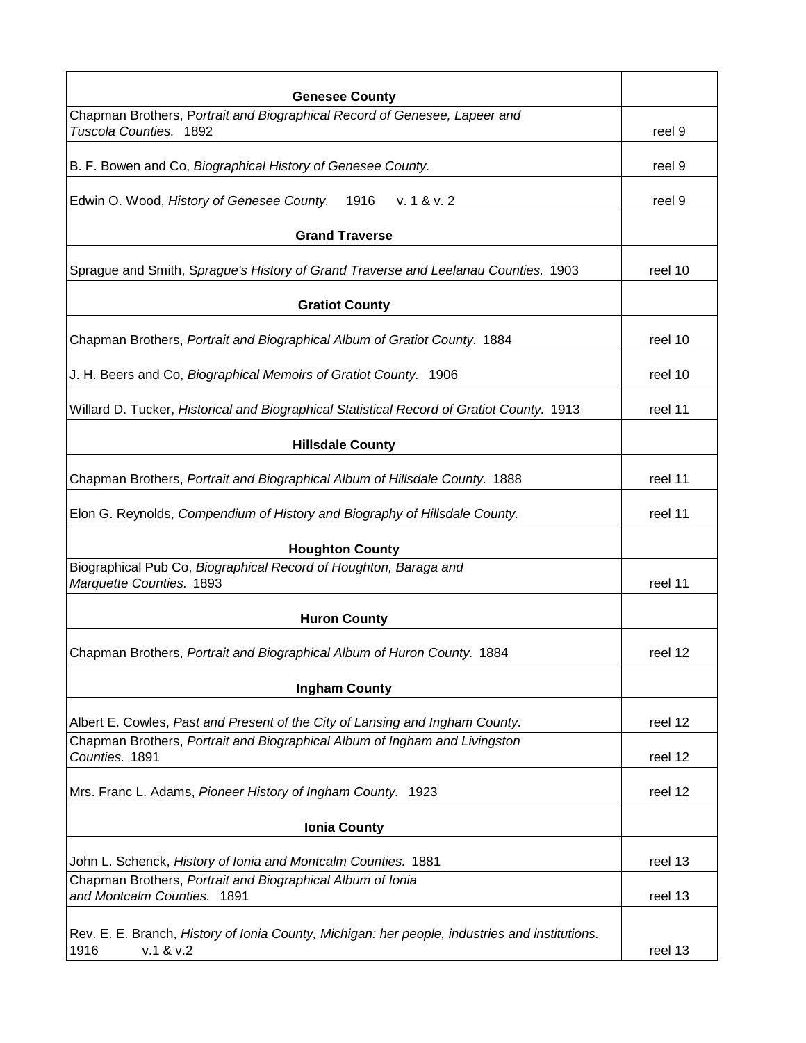| **Genesee County** | |
| --- | --- |
| Chapman Brothers, P*ortrait and Biographical Record of Genesee, Lapeer and Tuscola Counties.* 1892 | reel 9 |
| B. F. Bowen and Co, *Biographical History of Genesee County.* | reel 9 |
| Edwin O. Wood, *History of Genesee County.* 1916 v. 1 & v. 2 | reel 9 |
| **Grand Traverse** | |
| Sprague and Smith, S*prague's History of Grand Traverse and Leelanau Counties.* 1903 | reel 10 |
| **Gratiot County** | |
| Chapman Brothers, *Portrait and Biographical Album of Gratiot County.* 1884 | reel 10 |
| J. H. Beers and Co, *Biographical Memoirs of Gratiot County.* 1906 | reel 10 |
| Willard D. Tucker, *Historical and Biographical Statistical Record of Gratiot County.* 1913 | reel 11 |
| **Hillsdale County** | |
| Chapman Brothers, *Portrait and Biographical Album of Hillsdale County.* 1888 | reel 11 |
| Elon G. Reynolds, *Compendium of History and Biography of Hillsdale County.* | reel 11 |
| **Houghton County** | |
| Biographical Pub Co, *Biographical Record of Houghton, Baraga and Marquette Counties.* 1893 | reel 11 |
| **Huron County** | |
| Chapman Brothers, *Portrait and Biographical Album of Huron County.* 1884 | reel 12 |
| **Ingham County** | |
| Albert E. Cowles, *Past and Present of the City of Lansing and Ingham County*. | reel 12 |
| Chapman Brothers, *Portrait and Biographical Album of Ingham and Livingston Counties.* 1891 | reel 12 |
| Mrs. Franc L. Adams, *Pioneer History of Ingham County.* 1923 | reel 12 |
| **Ionia County** | |
| John L. Schenck, *History of Ionia and Montcalm Counties.* 1881 | reel 13 |
| Chapman Brothers, *Portrait and Biographical Album of Ionia and Montcalm Counties.* 1891 | reel 13 |
| Rev. E. E. Branch, *History of Ionia County, Michigan: her people, industries and institutions.* 1916 v.1 & v.2 | reel 13 |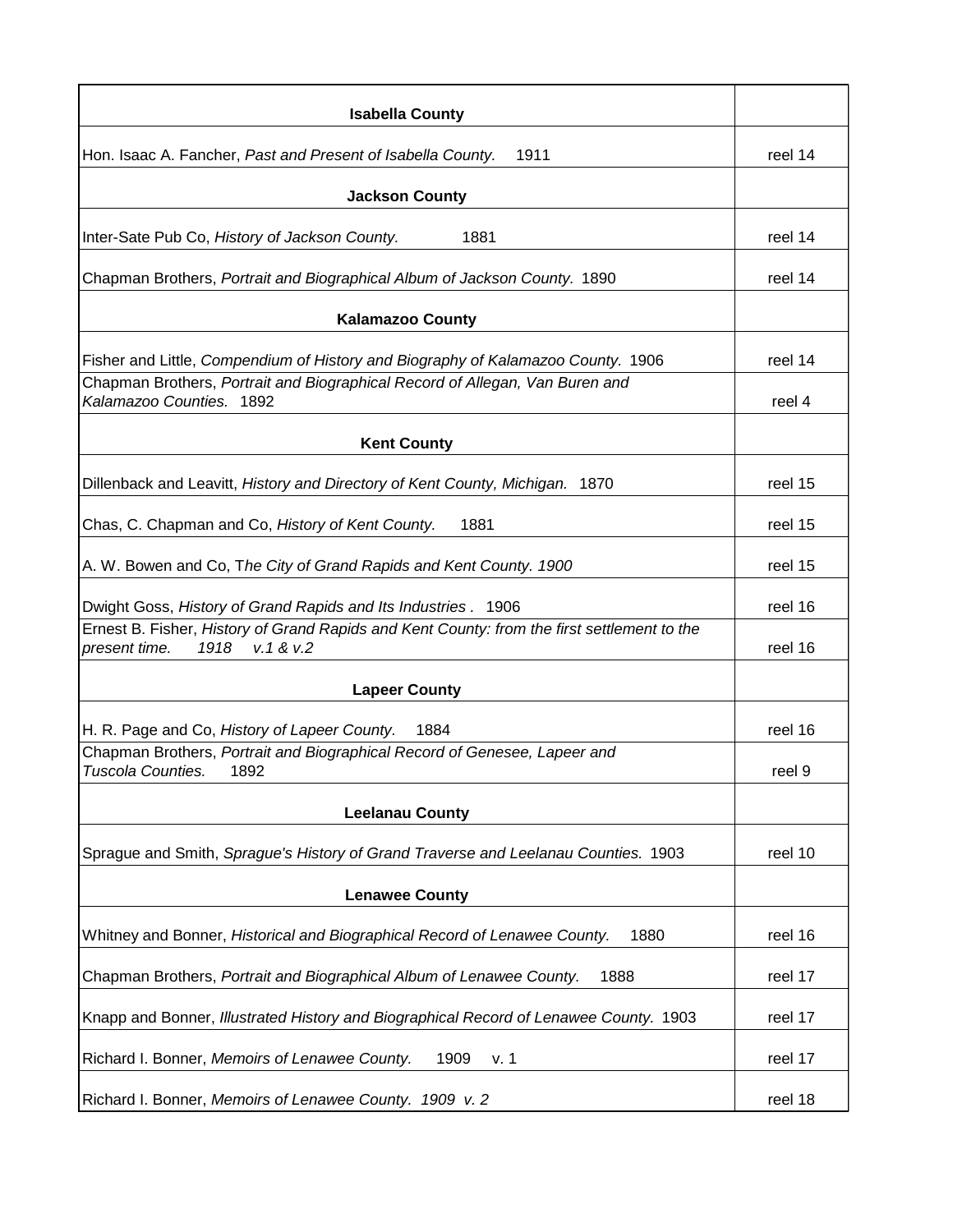| | |
|---|---|
| **Isabella County** | |
| Hon. Isaac A. Fancher, *Past and Present of Isabella County.* 1911 | reel 14 |
| **Jackson County** | |
| Inter-Sate Pub Co, *History of Jackson County.* 1881 | reel 14 |
| Chapman Brothers, *Portrait and Biographical Album of Jackson County.* 1890 | reel 14 |
| **Kalamazoo County** | |
| Fisher and Little, *Compendium of History and Biography of Kalamazoo County.* 1906 | reel 14 |
| Chapman Brothers, *Portrait and Biographical Record of Allegan, Van Buren and Kalamazoo Counties.* 1892 | reel 4 |
| **Kent County** | |
| Dillenback and Leavitt, *History and Directory of Kent County, Michigan.* 1870 | reel 15 |
| Chas, C. Chapman and Co, *History of Kent County.* 1881 | reel 15 |
| A. W. Bowen and Co, T*he City of Grand Rapids and Kent County. 1900* | reel 15 |
| Dwight Goss, *History of Grand Rapids and Its Industries .* 1906 | reel 16 |
| Ernest B. Fisher, *History of Grand Rapids and Kent County: from the first settlement to the present time. 1918 v.1 & v.2* | reel 16 |
| **Lapeer County** | |
| H. R. Page and Co, *History of Lapeer County.* 1884 | reel 16 |
| Chapman Brothers, *Portrait and Biographical Record of Genesee, Lapeer and Tuscola Counties.* 1892 | reel 9 |
| **Leelanau County** | |
| Sprague and Smith, *Sprague's History of Grand Traverse and Leelanau Counties.* 1903 | reel 10 |
| **Lenawee County** | |
| Whitney and Bonner, *Historical and Biographical Record of Lenawee County.* 1880 | reel 16 |
| Chapman Brothers, *Portrait and Biographical Album of Lenawee County.* 1888 | reel 17 |
| Knapp and Bonner, *Illustrated History and Biographical Record of Lenawee County.* 1903 | reel 17 |
| Richard I. Bonner, *Memoirs of Lenawee County.* 1909 v. 1 | reel 17 |
| Richard I. Bonner, *Memoirs of Lenawee County. 1909 v. 2* | reel 18 |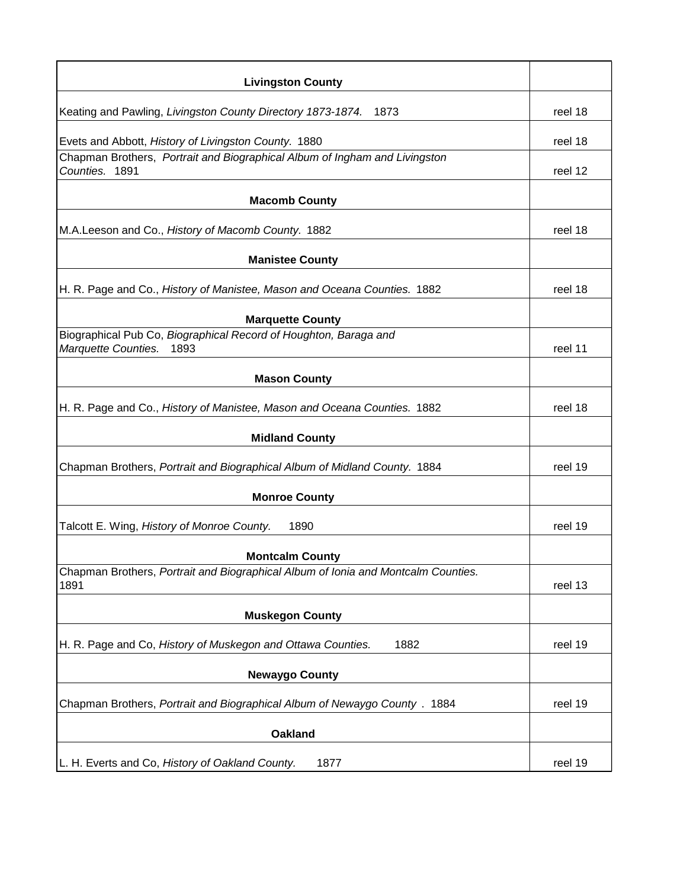| Livingston County | |
|---|---|
| Keating and Pawling, *Livingston County Directory 1873-1874.* 1873 | reel 18 |
| Evets and Abbott, *History of Livingston County.* 1880 | reel 18 |
| Chapman Brothers, *Portrait and Biographical Album of Ingham and Livingston Counties.* 1891 | reel 12 |
| **Macomb County** | |
| M.A.Leeson and Co., *History of Macomb County.* 1882 | reel 18 |
| **Manistee County** | |
| H. R. Page and Co., *History of Manistee, Mason and Oceana Counties.* 1882 | reel 18 |
| **Marquette County** | |
| Biographical Pub Co, *Biographical Record of Houghton, Baraga and Marquette Counties.* 1893 | reel 11 |
| **Mason County** | |
| H. R. Page and Co., *History of Manistee, Mason and Oceana Counties.* 1882 | reel 18 |
| **Midland County** | |
| Chapman Brothers, *Portrait and Biographical Album of Midland County.* 1884 | reel 19 |
| **Monroe County** | |
| Talcott E. Wing, *History of Monroe County.* 1890 | reel 19 |
| **Montcalm County** | |
| Chapman Brothers, *Portrait and Biographical Album of Ionia and Montcalm Counties.* 1891 | reel 13 |
| **Muskegon County** | |
| H. R. Page and Co, *History of Muskegon and Ottawa Counties.* 1882 | reel 19 |
| **Newaygo County** | |
| Chapman Brothers, *Portrait and Biographical Album of Newaygo County* . 1884 | reel 19 |
| **Oakland** | |
| L. H. Everts and Co, *History of Oakland County.* 1877 | reel 19 |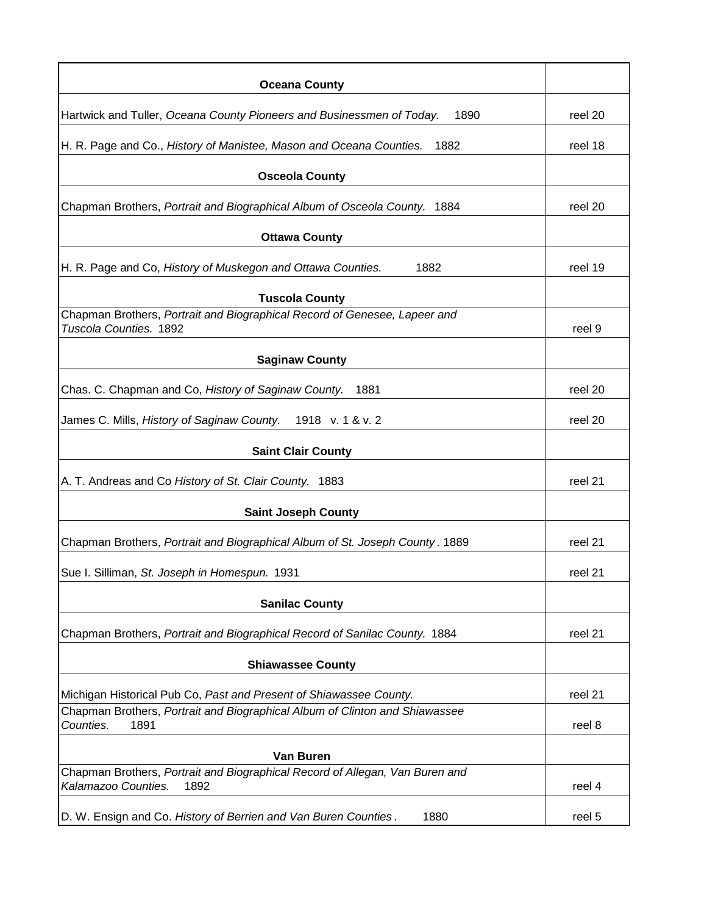| Oceana County | |
|---|---|
| Hartwick and Tuller, *Oceana County Pioneers and Businessmen of Today.* 1890 | reel 20 |
| H. R. Page and Co., *History of Manistee, Mason and Oceana Counties.* 1882 | reel 18 |
| **Osceola County** | |
| Chapman Brothers, *Portrait and Biographical Album of Osceola County.* 1884 | reel 20 |
| **Ottawa County** | |
| H. R. Page and Co, *History of Muskegon and Ottawa Counties.* 1882 | reel 19 |
| **Tuscola County** | |
| Chapman Brothers, *Portrait and Biographical Record of Genesee, Lapeer and Tuscola Counties.* 1892 | reel 9 |
| **Saginaw County** | |
| Chas. C. Chapman and Co, *History of Saginaw County.* 1881 | reel 20 |
| James C. Mills, *History of Saginaw County.* 1918 v. 1 & v. 2 | reel 20 |
| **Saint Clair County** | |
| A. T. Andreas and Co *History of St. Clair County.* 1883 | reel 21 |
| **Saint Joseph County** | |
| Chapman Brothers, *Portrait and Biographical Album of St. Joseph County*. 1889 | reel 21 |
| Sue I. Silliman, *St. Joseph in Homespun.* 1931 | reel 21 |
| **Sanilac County** | |
| Chapman Brothers, *Portrait and Biographical Record of Sanilac County.* 1884 | reel 21 |
| **Shiawassee County** | |
| Michigan Historical Pub Co, *Past and Present of Shiawassee County.* | reel 21 |
| Chapman Brothers, *Portrait and Biographical Album of Clinton and Shiawassee Counties.* 1891 | reel 8 |
| **Van Buren** | |
| Chapman Brothers, *Portrait and Biographical Record of Allegan, Van Buren and Kalamazoo Counties.* 1892 | reel 4 |
| D. W. Ensign and Co. *History of Berrien and Van Buren Counties*. 1880 | reel 5 |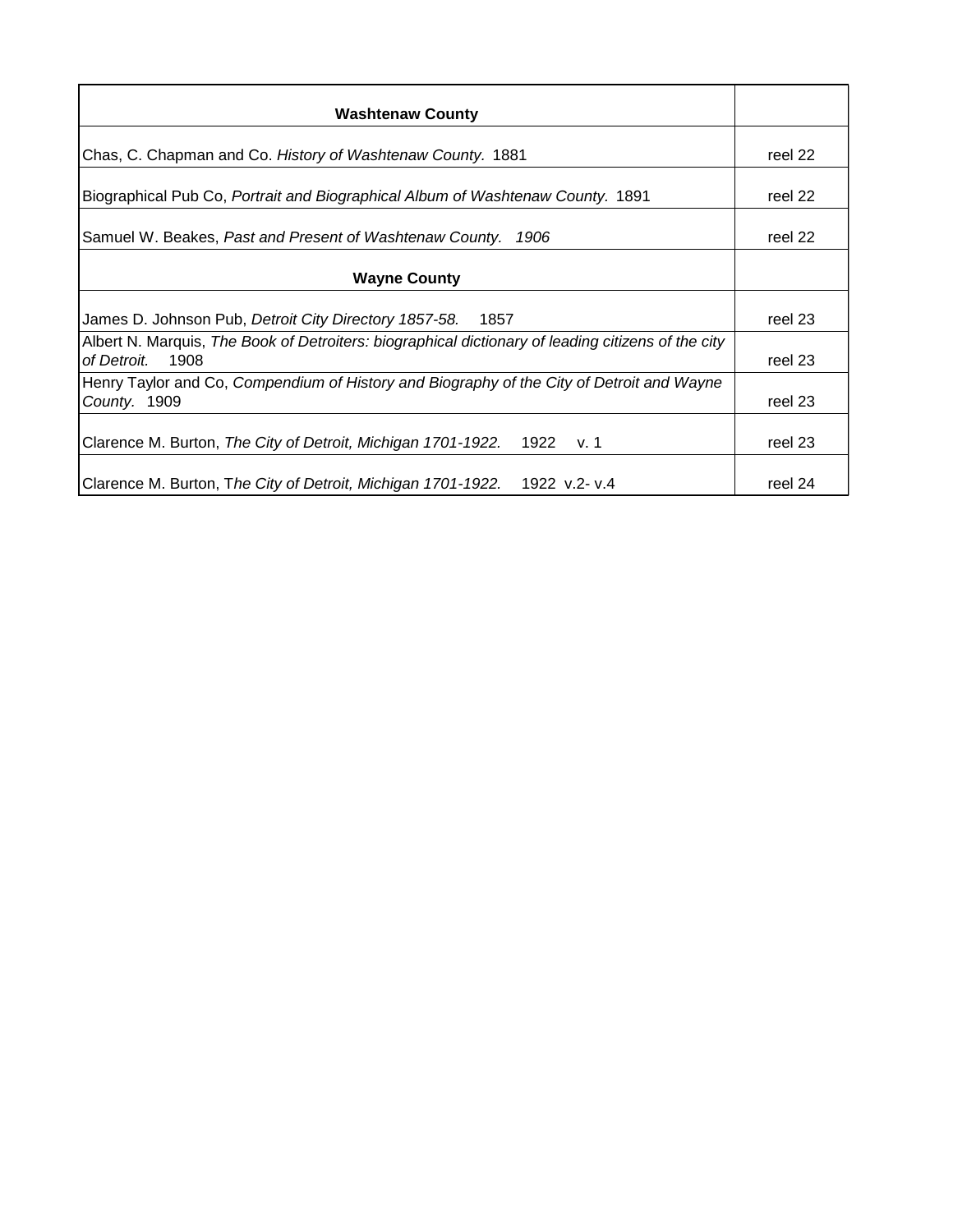| | |
|---|---|
| **Washtenaw County** | |
| Chas, C. Chapman and Co. *History of Washtenaw County.* 1881 | reel 22 |
| Biographical Pub Co, *Portrait and Biographical Album of Washtenaw County.* 1891 | reel 22 |
| Samuel W. Beakes, *Past and Present of Washtenaw County. 1906* | reel 22 |
| **Wayne County** | |
| James D. Johnson Pub, *Detroit City Directory 1857-58.* 1857 | reel 23 |
| Albert N. Marquis, *The Book of Detroiters: biographical dictionary of leading citizens of the city of Detroit.* 1908 | reel 23 |
| Henry Taylor and Co, *Compendium of History and Biography of the City of Detroit and Wayne County.* 1909 | reel 23 |
| Clarence M. Burton, *The City of Detroit, Michigan 1701-1922.* 1922 v. 1 | reel 23 |
| Clarence M. Burton, T*he City of Detroit, Michigan 1701-1922.* 1922 v.2- v.4 | reel 24 |